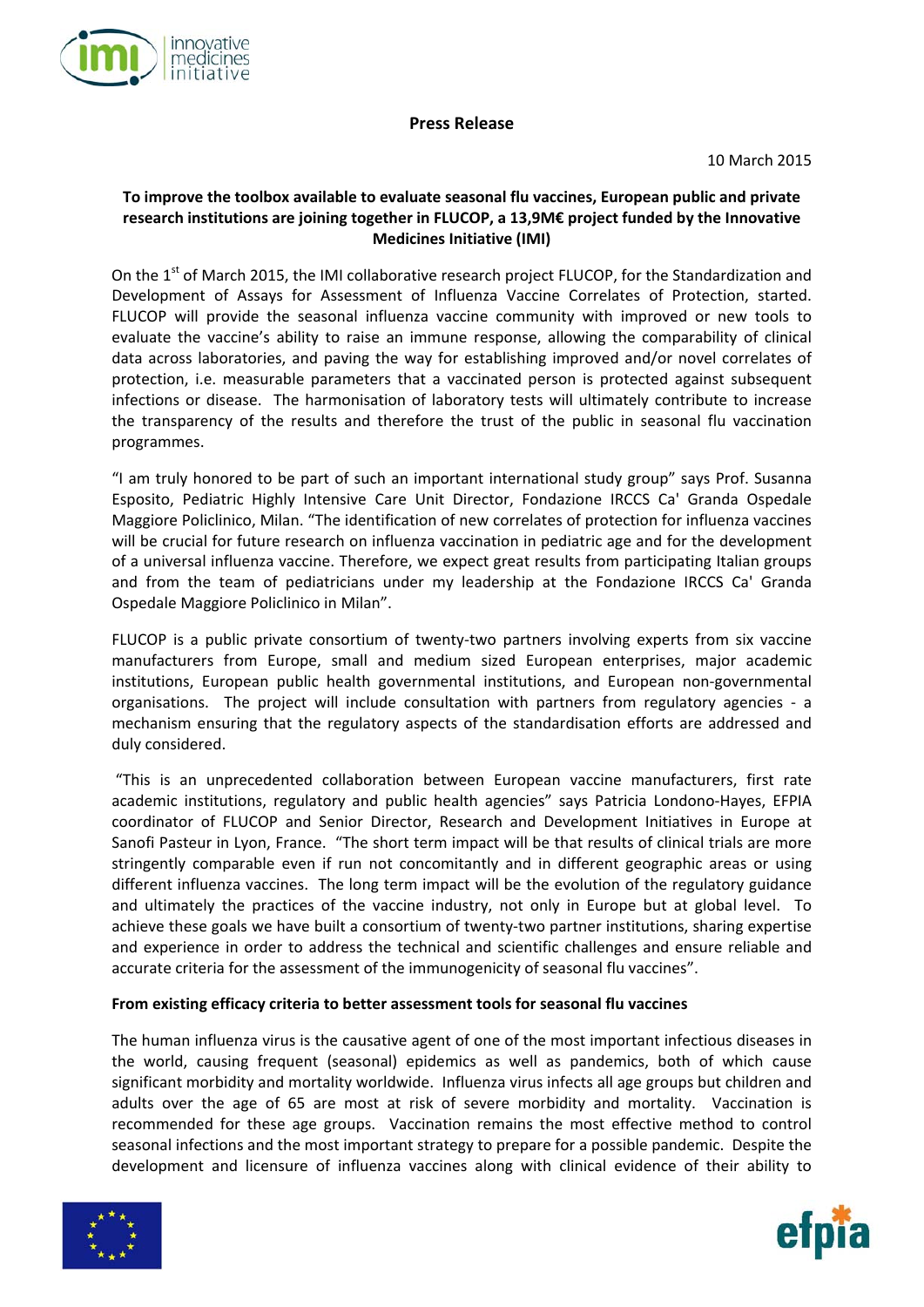**Press Release**

10 March 2015

**To improve the toolbox available to evaluate seasonal flu vaccines, European public and private research institutions are joining together in FLUCOP, a 13,9M€ project funded by the Innovative Medicines Initiative (IMI)**

On the 1st of March 2015, the IMI collaborative research project FLUCOP, for the Standardization and Development of Assays for Assessment of Influenza Vaccine Correlates of Protection, started. FLUCOP will provide the seasonal influenza vaccine community with improved or new tools to evaluate the vaccine's ability to raise an immune response, allowing the comparability of clinical data across laboratories, and paving the way for establishing improved and/or novel correlates of protection, i.e. measurable parameters that a vaccinated person is protected against subsequent infections or disease. The harmonisation of laboratory tests will ultimately contribute to increase the transparency of the results and therefore the trust of the public in seasonal flu vaccination programmes.

"I am truly honored to be part of such an important international study group" says Prof. Susanna Esposito, Pediatric Highly Intensive Care Unit Director, Fondazione IRCCS Ca' Granda Ospedale Maggiore Policlinico, Milan. "The identification of new correlates of protection for influenza vaccines will be crucial for future research on influenza vaccination in pediatric age and for the development of a universal influenza vaccine. Therefore, we expect great results from participating Italian groups and from the team of pediatricians under my leadership at the Fondazione IRCCS Ca' Granda Ospedale Maggiore Policlinico in Milan".

FLUCOP is a public private consortium of twenty-two partners involving experts from six vaccine manufacturers from Europe, small and medium sized European enterprises, major academic institutions, European public health governmental institutions, and European non-governmental organisations. The project will include consultation with partners from regulatory agencies - a mechanism ensuring that the regulatory aspects of the standardisation efforts are addressed and duly considered.

"This is an unprecedented collaboration between European vaccine manufacturers, first rate academic institutions, regulatory and public health agencies" says Patricia Londono-Hayes, EFPIA coordinator of FLUCOP and Senior Director, Research and Development Initiatives in Europe at Sanofi Pasteur in Lyon, France. "The short term impact will be that results of clinical trials are more stringently comparable even if run not concomitantly and in different geographic areas or using different influenza vaccines. The long term impact will be the evolution of the regulatory guidance and ultimately the practices of the vaccine industry, not only in Europe but at global level. To achieve these goals we have built a consortium of twenty-two partner institutions, sharing expertise and experience in order to address the technical and scientific challenges and ensure reliable and accurate criteria for the assessment of the immunogenicity of seasonal flu vaccines".

**From existing efficacy criteria to better assessment tools for seasonal flu vaccines**

The human influenza virus is the causative agent of one of the most important infectious diseases in the world, causing frequent (seasonal) epidemics as well as pandemics, both of which cause significant morbidity and mortality worldwide. Influenza virus infects all age groups but children and adults over the age of 65 are most at risk of severe morbidity and mortality. Vaccination is recommended for these age groups. Vaccination remains the most effective method to control seasonal infections and the most important strategy to prepare for a possible pandemic. Despite the development and licensure of influenza vaccines along with clinical evidence of their ability to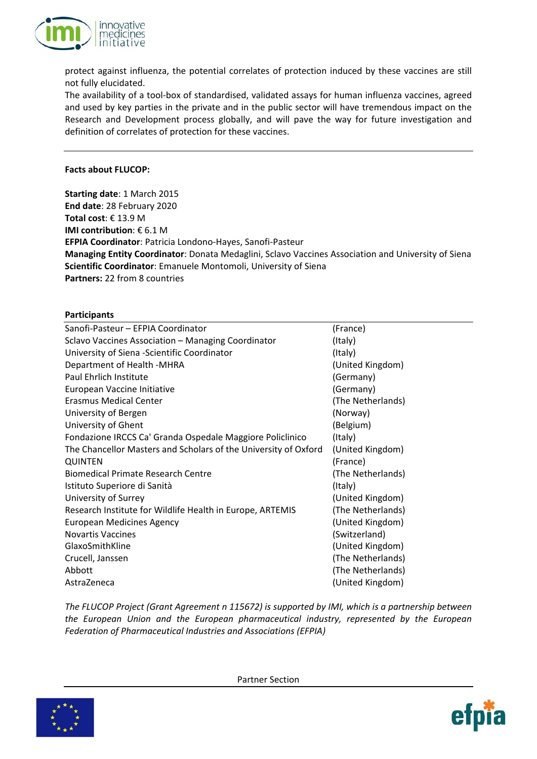protect against influenza, the potential correlates of protection induced by these vaccines are still not fully elucidated.

The availability of a tool-box of standardised, validated assays for human influenza vaccines, agreed and used by key parties in the private and in the public sector will have tremendous impact on the Research and Development process globally, and will pave the way for future investigation and definition of correlates of protection for these vaccines.

---

**Facts about FLUCOP:**

**Starting date**: 1 March 2015
**End date**: 28 February 2020
**Total cost**: € 13.9 M
**IMI contribution**: € 6.1 M
**EFPIA Coordinator**: Patricia Londono-Hayes, Sanofi-Pasteur
**Managing Entity Coordinator**: Donata Medaglini, Sclavo Vaccines Association and University of Siena
**Scientific Coordinator**: Emanuele Montomoli, University of Siena
**Partners:** 22 from 8 countries

**Participants**

| | |
|---|---|
| Sanofi-Pasteur – EFPIA Coordinator | (France) |
| Sclavo Vaccines Association – Managing Coordinator | (Italy) |
| University of Siena -Scientific Coordinator | (Italy) |
| Department of Health -MHRA | (United Kingdom) |
| Paul Ehrlich Institute | (Germany) |
| European Vaccine Initiative | (Germany) |
| Erasmus Medical Center | (The Netherlands) |
| University of Bergen | (Norway) |
| University of Ghent | (Belgium) |
| Fondazione IRCCS Ca' Granda Ospedale Maggiore Policlinico | (Italy) |
| The Chancellor Masters and Scholars of the University of Oxford | (United Kingdom) |
| QUINTEN | (France) |
| Biomedical Primate Research Centre | (The Netherlands) |
| Istituto Superiore di Sanità | (Italy) |
| University of Surrey | (United Kingdom) |
| Research Institute for Wildlife Health in Europe, ARTEMIS | (The Netherlands) |
| European Medicines Agency | (United Kingdom) |
| Novartis Vaccines | (Switzerland) |
| GlaxoSmithKline | (United Kingdom) |
| Crucell, Janssen | (The Netherlands) |
| Abbott | (The Netherlands) |
| AstraZeneca | (United Kingdom) |

*The FLUCOP Project (Grant Agreement n 115672) is supported by IMI, which is a partnership between the European Union and the European pharmaceutical industry, represented by the European Federation of Pharmaceutical Industries and Associations (EFPIA)*

Partner Section